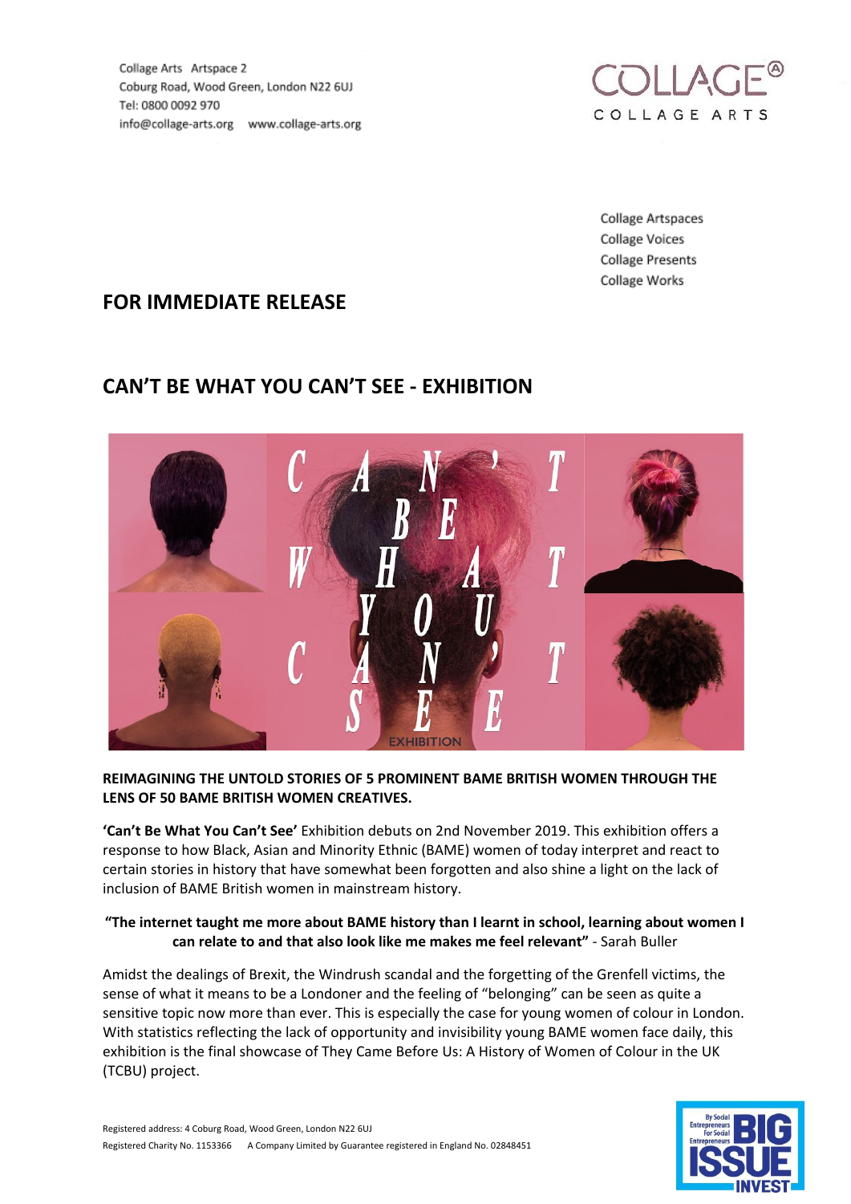Collage Arts Artspace 2
Coburg Road, Wood Green, London N22 6UJ
Tel: 0800 0092 970
info@collage-arts.org www.collage-arts.org

COLLAGE®
COLLAGE ARTS

Collage Artspaces
Collage Voices
Collage Presents
Collage Works

## FOR IMMEDIATE RELEASE

## CAN'T BE WHAT YOU CAN'T SEE - EXHIBITION

**REIMAGINING THE UNTOLD STORIES OF 5 PROMINENT BAME BRITISH WOMEN THROUGH THE LENS OF 50 BAME BRITISH WOMEN CREATIVES.**

**'Can't Be What You Can't See'** Exhibition debuts on 2nd November 2019. This exhibition offers a response to how Black, Asian and Minority Ethnic (BAME) women of today interpret and react to certain stories in history that have somewhat been forgotten and also shine a light on the lack of inclusion of BAME British women in mainstream history.

**"The internet taught me more about BAME history than I learnt in school, learning about women I can relate to and that also look like me makes me feel relevant"** - Sarah Buller

Amidst the dealings of Brexit, the Windrush scandal and the forgetting of the Grenfell victims, the sense of what it means to be a Londoner and the feeling of "belonging" can be seen as quite a sensitive topic now more than ever. This is especially the case for young women of colour in London. With statistics reflecting the lack of opportunity and invisibility young BAME women face daily, this exhibition is the final showcase of They Came Before Us: A History of Women of Colour in the UK (TCBU) project.

Registered address: 4 Coburg Road, Wood Green, London N22 6UJ
Registered Charity No. 1153366 A Company Limited by Guarantee registered in England No. 02848451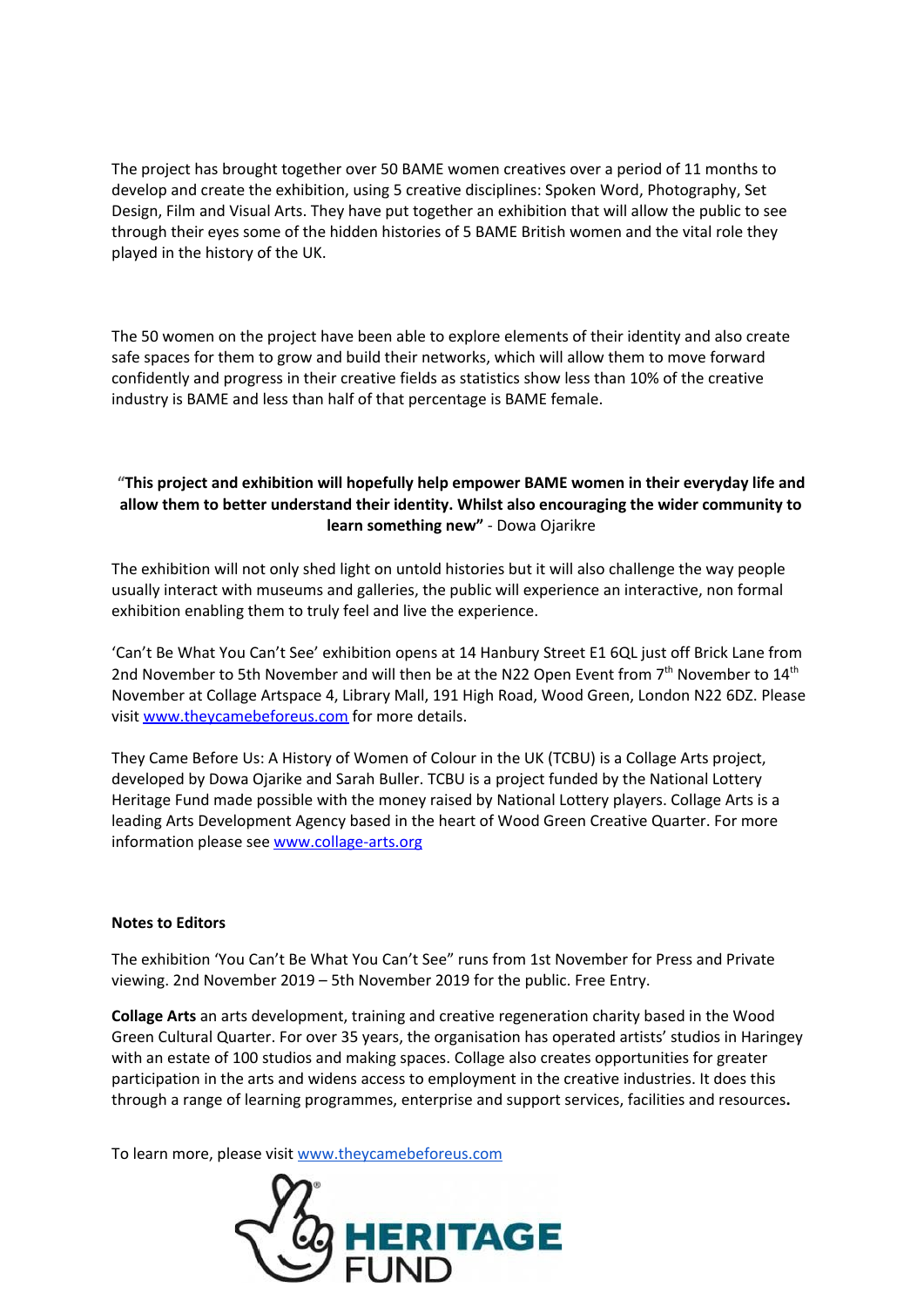The project has brought together over 50 BAME women creatives over a period of 11 months to develop and create the exhibition, using 5 creative disciplines: Spoken Word, Photography, Set Design, Film and Visual Arts. They have put together an exhibition that will allow the public to see through their eyes some of the hidden histories of 5 BAME British women and the vital role they played in the history of the UK.

The 50 women on the project have been able to explore elements of their identity and also create safe spaces for them to grow and build their networks, which will allow them to move forward confidently and progress in their creative fields as statistics show less than 10% of the creative industry is BAME and less than half of that percentage is BAME female.

"**This project and exhibition will hopefully help empower BAME women in their everyday life and allow them to better understand their identity. Whilst also encouraging the wider community to learn something new"** - Dowa Ojarikre

The exhibition will not only shed light on untold histories but it will also challenge the way people usually interact with museums and galleries, the public will experience an interactive, non formal exhibition enabling them to truly feel and live the experience.

'Can't Be What You Can't See' exhibition opens at 14 Hanbury Street E1 6QL just off Brick Lane from 2nd November to 5th November and will then be at the N22 Open Event from 7th November to 14th November at Collage Artspace 4, Library Mall, 191 High Road, Wood Green, London N22 6DZ. Please visit www.theycamebeforeus.com for more details.

They Came Before Us: A History of Women of Colour in the UK (TCBU) is a Collage Arts project, developed by Dowa Ojarike and Sarah Buller. TCBU is a project funded by the National Lottery Heritage Fund made possible with the money raised by National Lottery players. Collage Arts is a leading Arts Development Agency based in the heart of Wood Green Creative Quarter. For more information please see www.collage-arts.org

**Notes to Editors**

The exhibition 'You Can't Be What You Can't See" runs from 1st November for Press and Private viewing. 2nd November 2019 – 5th November 2019 for the public. Free Entry.

**Collage Arts** an arts development, training and creative regeneration charity based in the Wood Green Cultural Quarter. For over 35 years, the organisation has operated artists' studios in Haringey with an estate of 100 studios and making spaces. Collage also creates opportunities for greater participation in the arts and widens access to employment in the creative industries. It does this through a range of learning programmes, enterprise and support services, facilities and resources**.**

To learn more, please visit www.theycamebeforeus.com

HERITAGE FUND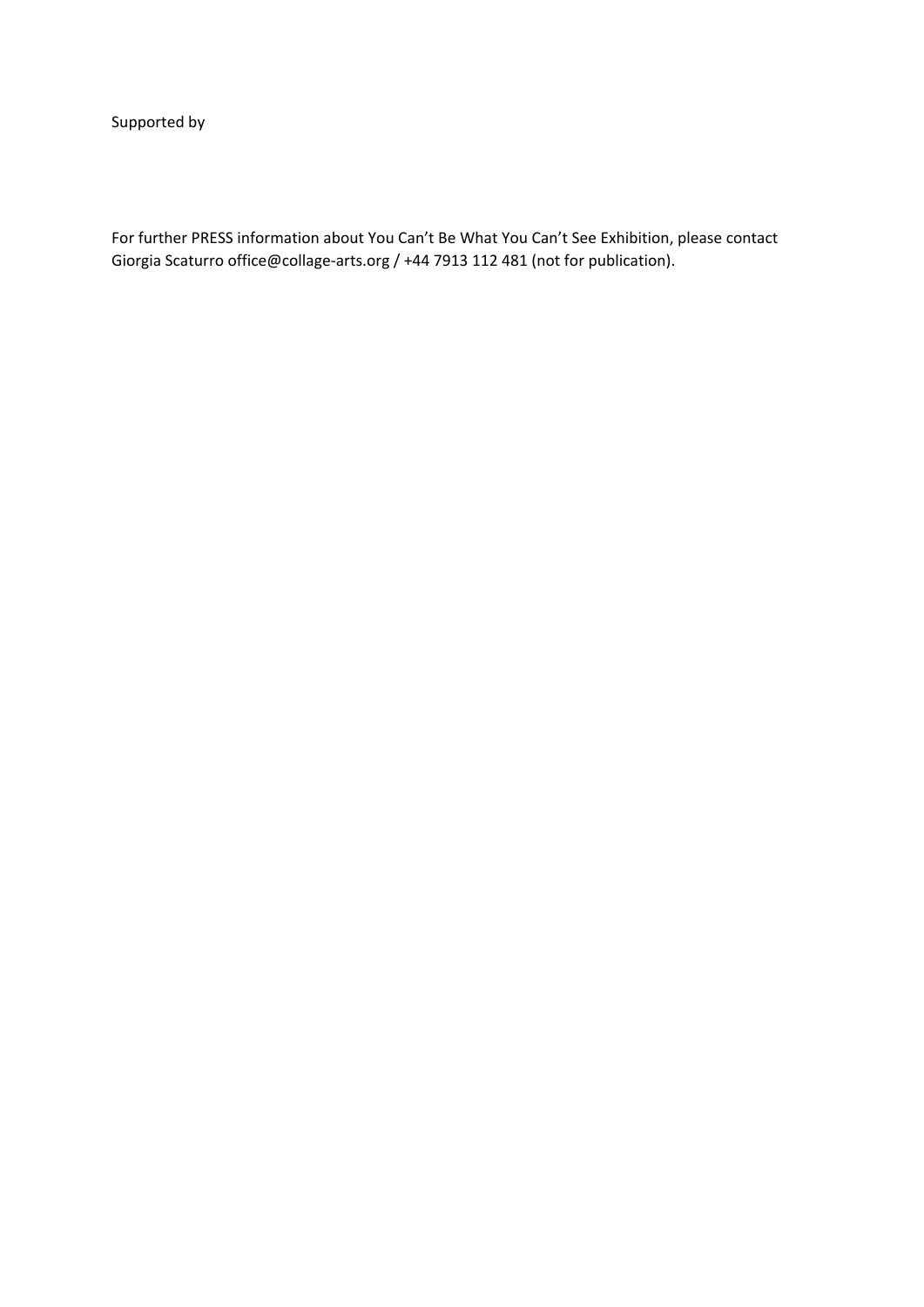Supported by

For further PRESS information about You Can't Be What You Can't See Exhibition, please contact Giorgia Scaturro office@collage-arts.org / +44 7913 112 481 (not for publication).